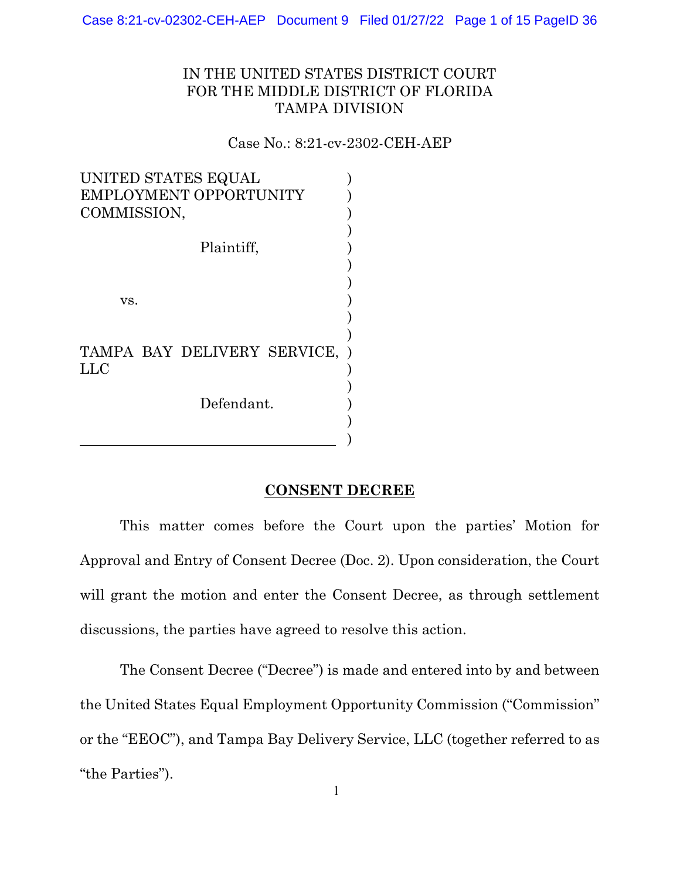IN THE UNITED STATES DISTRICT COURT
FOR THE MIDDLE DISTRICT OF FLORIDA
TAMPA DIVISION

Case No.: 8:21-cv-2302-CEH-AEP

UNITED STATES EQUAL EMPLOYMENT OPPORTUNITY COMMISSION,

Plaintiff,

vs.

TAMPA BAY DELIVERY SERVICE, LLC

Defendant.

## CONSENT DECREE

This matter comes before the Court upon the parties' Motion for Approval and Entry of Consent Decree (Doc. 2). Upon consideration, the Court will grant the motion and enter the Consent Decree, as through settlement discussions, the parties have agreed to resolve this action.

The Consent Decree ("Decree") is made and entered into by and between the United States Equal Employment Opportunity Commission ("Commission" or the "EEOC"), and Tampa Bay Delivery Service, LLC (together referred to as "the Parties").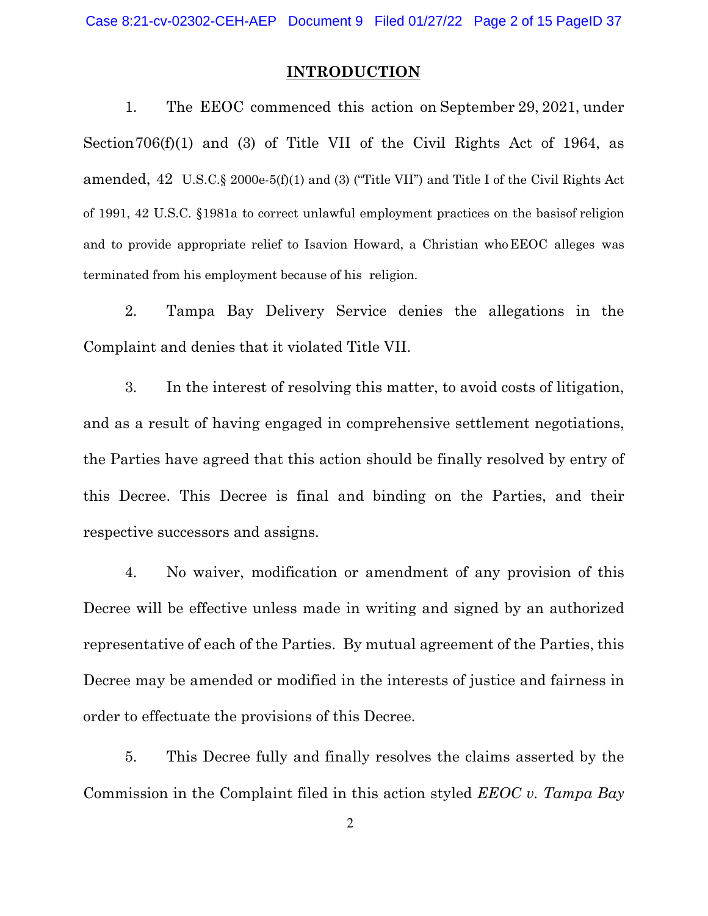## INTRODUCTION

1. The EEOC commenced this action on September 29, 2021, under Section 706(f)(1) and (3) of Title VII of the Civil Rights Act of 1964, as amended, 42 U.S.C.§ 2000e-5(f)(1) and (3) ("Title VII") and Title I of the Civil Rights Act of 1991, 42 U.S.C. §1981a to correct unlawful employment practices on the basisof religion and to provide appropriate relief to Isavion Howard, a Christian who EEOC alleges was terminated from his employment because of his religion.

2. Tampa Bay Delivery Service denies the allegations in the Complaint and denies that it violated Title VII.

3. In the interest of resolving this matter, to avoid costs of litigation, and as a result of having engaged in comprehensive settlement negotiations, the Parties have agreed that this action should be finally resolved by entry of this Decree. This Decree is final and binding on the Parties, and their respective successors and assigns.

4. No waiver, modification or amendment of any provision of this Decree will be effective unless made in writing and signed by an authorized representative of each of the Parties. By mutual agreement of the Parties, this Decree may be amended or modified in the interests of justice and fairness in order to effectuate the provisions of this Decree.

5. This Decree fully and finally resolves the claims asserted by the Commission in the Complaint filed in this action styled *EEOC v. Tampa Bay*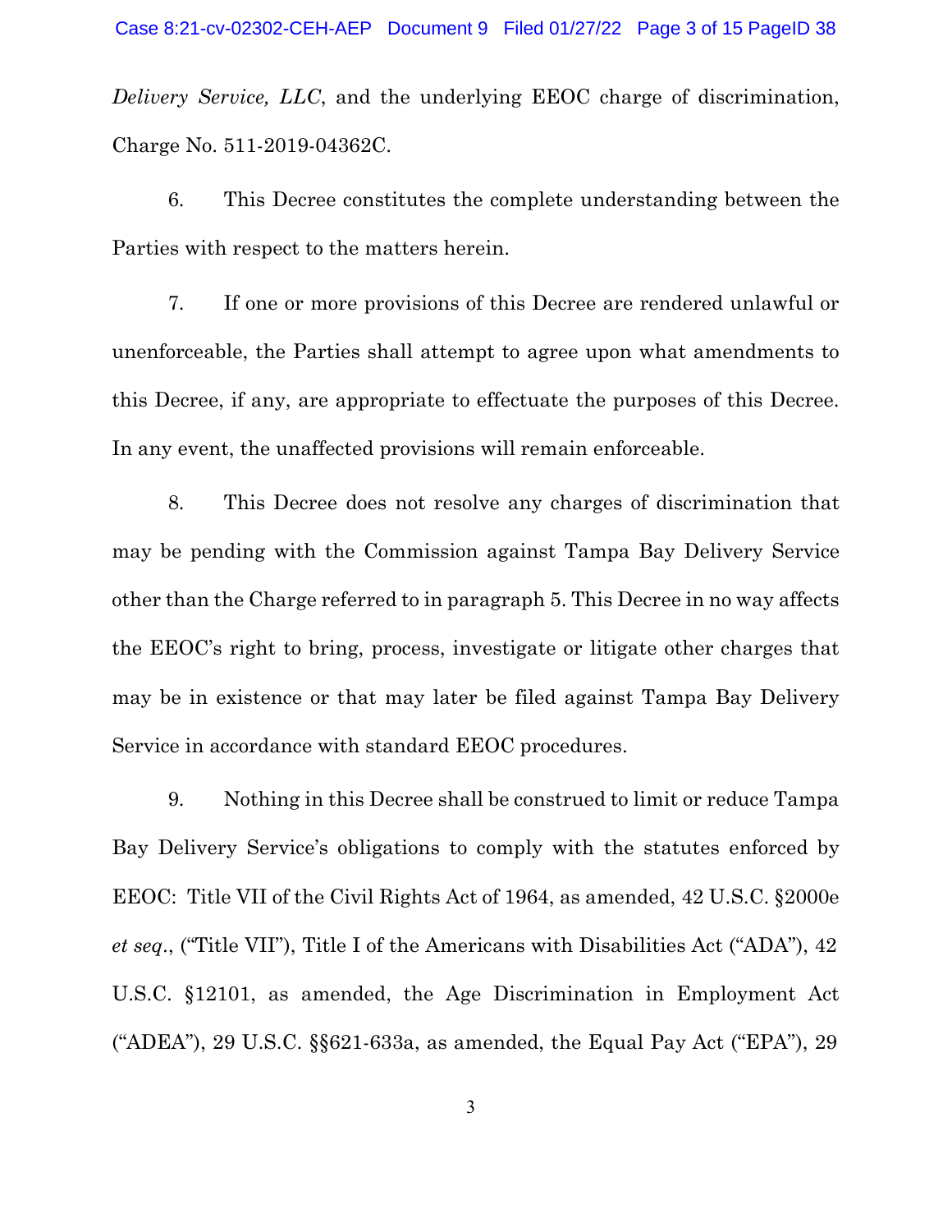*Delivery Service, LLC*, and the underlying EEOC charge of discrimination, Charge No. 511-2019-04362C.

6. This Decree constitutes the complete understanding between the Parties with respect to the matters herein.

7. If one or more provisions of this Decree are rendered unlawful or unenforceable, the Parties shall attempt to agree upon what amendments to this Decree, if any, are appropriate to effectuate the purposes of this Decree. In any event, the unaffected provisions will remain enforceable.

8. This Decree does not resolve any charges of discrimination that may be pending with the Commission against Tampa Bay Delivery Service other than the Charge referred to in paragraph 5. This Decree in no way affects the EEOC's right to bring, process, investigate or litigate other charges that may be in existence or that may later be filed against Tampa Bay Delivery Service in accordance with standard EEOC procedures.

9. Nothing in this Decree shall be construed to limit or reduce Tampa Bay Delivery Service's obligations to comply with the statutes enforced by EEOC: Title VII of the Civil Rights Act of 1964, as amended, 42 U.S.C. §2000e *et seq*., ("Title VII"), Title I of the Americans with Disabilities Act ("ADA"), 42 U.S.C. §12101, as amended, the Age Discrimination in Employment Act ("ADEA"), 29 U.S.C. §§621-633a, as amended, the Equal Pay Act ("EPA"), 29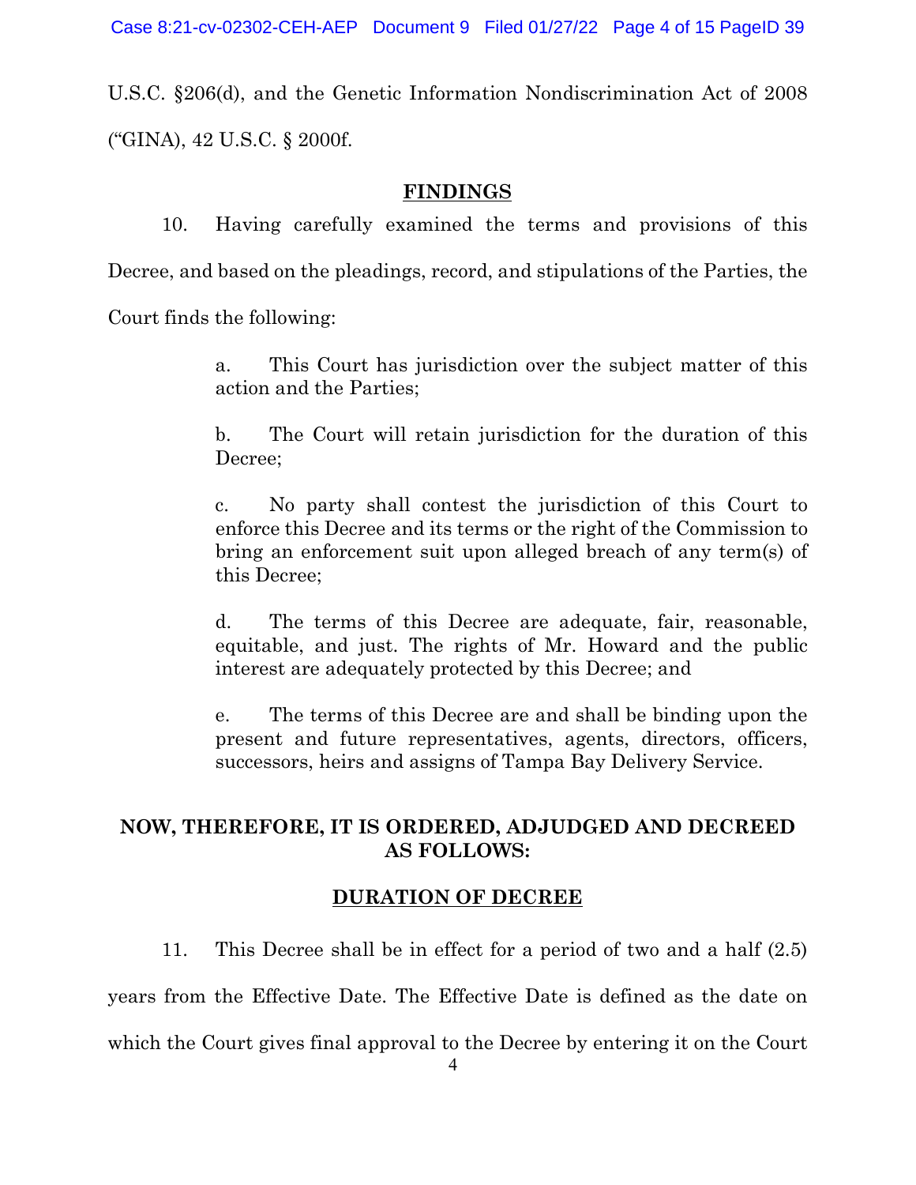U.S.C. §206(d), and the Genetic Information Nondiscrimination Act of 2008 ("GINA), 42 U.S.C. § 2000f.

## FINDINGS

10. Having carefully examined the terms and provisions of this Decree, and based on the pleadings, record, and stipulations of the Parties, the Court finds the following:

> a. This Court has jurisdiction over the subject matter of this action and the Parties;
>
> b. The Court will retain jurisdiction for the duration of this Decree;
>
> c. No party shall contest the jurisdiction of this Court to enforce this Decree and its terms or the right of the Commission to bring an enforcement suit upon alleged breach of any term(s) of this Decree;
>
> d. The terms of this Decree are adequate, fair, reasonable, equitable, and just. The rights of Mr. Howard and the public interest are adequately protected by this Decree; and
>
> e. The terms of this Decree are and shall be binding upon the present and future representatives, agents, directors, officers, successors, heirs and assigns of Tampa Bay Delivery Service.

**NOW, THEREFORE, IT IS ORDERED, ADJUDGED AND DECREED AS FOLLOWS:**

## DURATION OF DECREE

11. This Decree shall be in effect for a period of two and a half (2.5) years from the Effective Date. The Effective Date is defined as the date on which the Court gives final approval to the Decree by entering it on the Court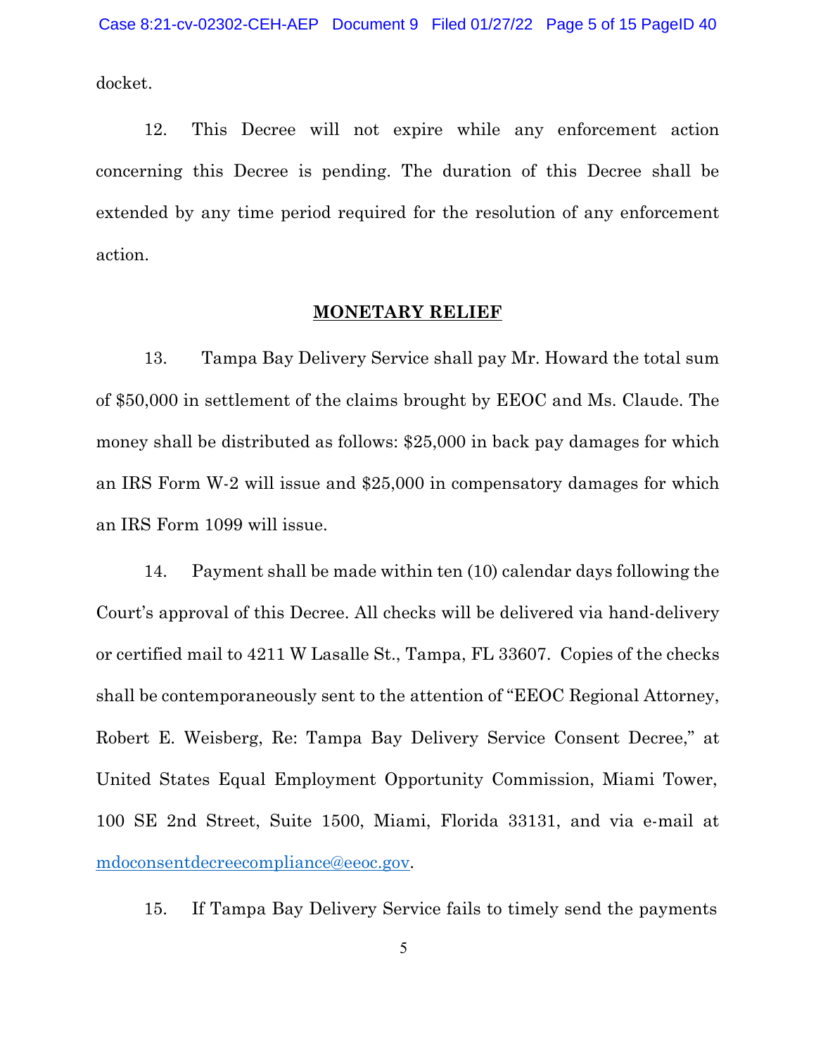docket.

12. This Decree will not expire while any enforcement action concerning this Decree is pending. The duration of this Decree shall be extended by any time period required for the resolution of any enforcement action.

## MONETARY RELIEF

13. Tampa Bay Delivery Service shall pay Mr. Howard the total sum of $50,000 in settlement of the claims brought by EEOC and Ms. Claude. The money shall be distributed as follows: $25,000 in back pay damages for which an IRS Form W-2 will issue and $25,000 in compensatory damages for which an IRS Form 1099 will issue.

14. Payment shall be made within ten (10) calendar days following the Court's approval of this Decree. All checks will be delivered via hand-delivery or certified mail to 4211 W Lasalle St., Tampa, FL 33607. Copies of the checks shall be contemporaneously sent to the attention of "EEOC Regional Attorney, Robert E. Weisberg, Re: Tampa Bay Delivery Service Consent Decree," at United States Equal Employment Opportunity Commission, Miami Tower, 100 SE 2nd Street, Suite 1500, Miami, Florida 33131, and via e-mail at mdoconsentdecreecompliance@eeoc.gov.

15. If Tampa Bay Delivery Service fails to timely send the payments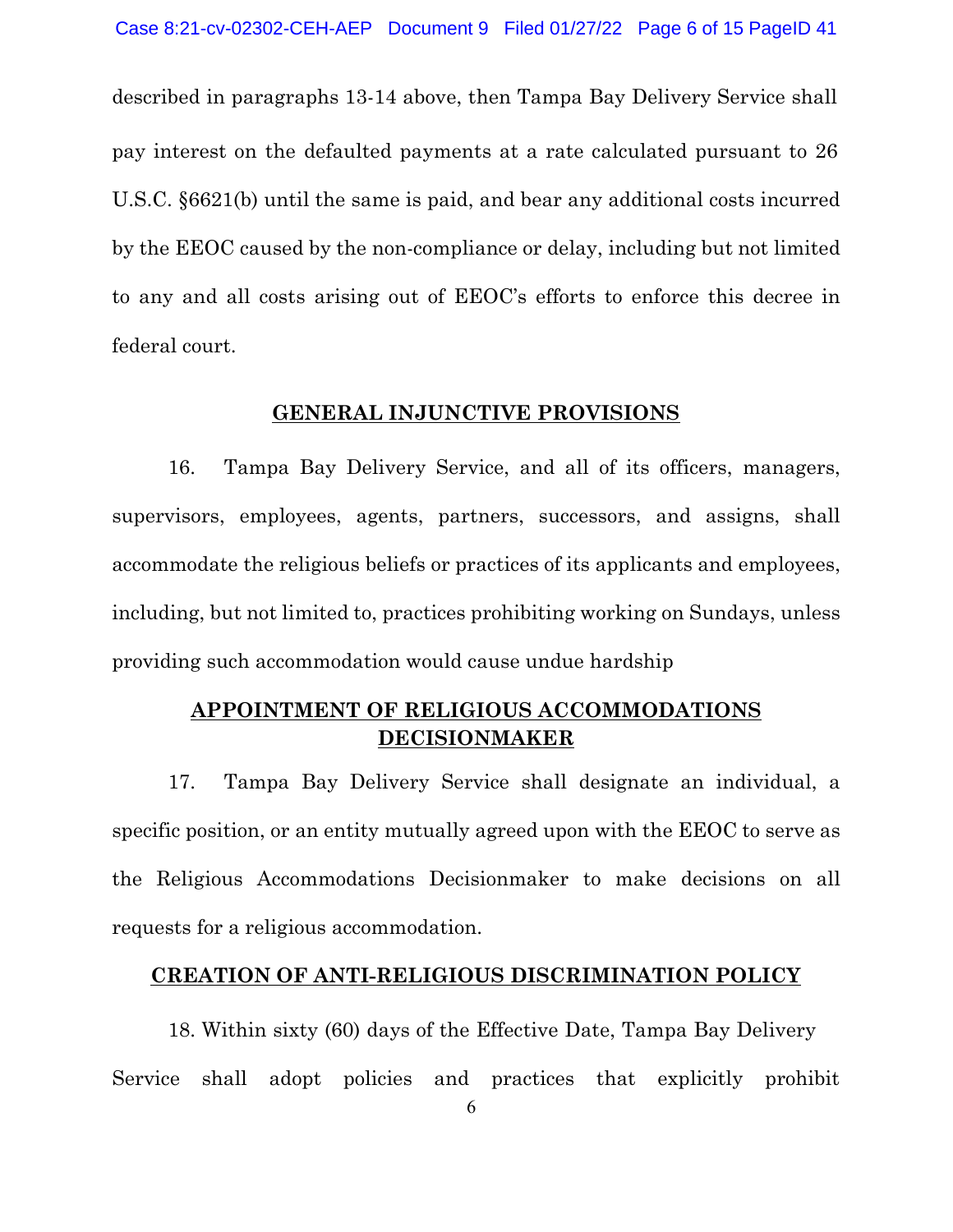described in paragraphs 13-14 above, then Tampa Bay Delivery Service shall pay interest on the defaulted payments at a rate calculated pursuant to 26 U.S.C. §6621(b) until the same is paid, and bear any additional costs incurred by the EEOC caused by the non-compliance or delay, including but not limited to any and all costs arising out of EEOC's efforts to enforce this decree in federal court.

## GENERAL INJUNCTIVE PROVISIONS

16. Tampa Bay Delivery Service, and all of its officers, managers, supervisors, employees, agents, partners, successors, and assigns, shall accommodate the religious beliefs or practices of its applicants and employees, including, but not limited to, practices prohibiting working on Sundays, unless providing such accommodation would cause undue hardship

## APPOINTMENT OF RELIGIOUS ACCOMMODATIONS DECISIONMAKER

17. Tampa Bay Delivery Service shall designate an individual, a specific position, or an entity mutually agreed upon with the EEOC to serve as the Religious Accommodations Decisionmaker to make decisions on all requests for a religious accommodation.

## CREATION OF ANTI-RELIGIOUS DISCRIMINATION POLICY

18. Within sixty (60) days of the Effective Date, Tampa Bay Delivery Service shall adopt policies and practices that explicitly prohibit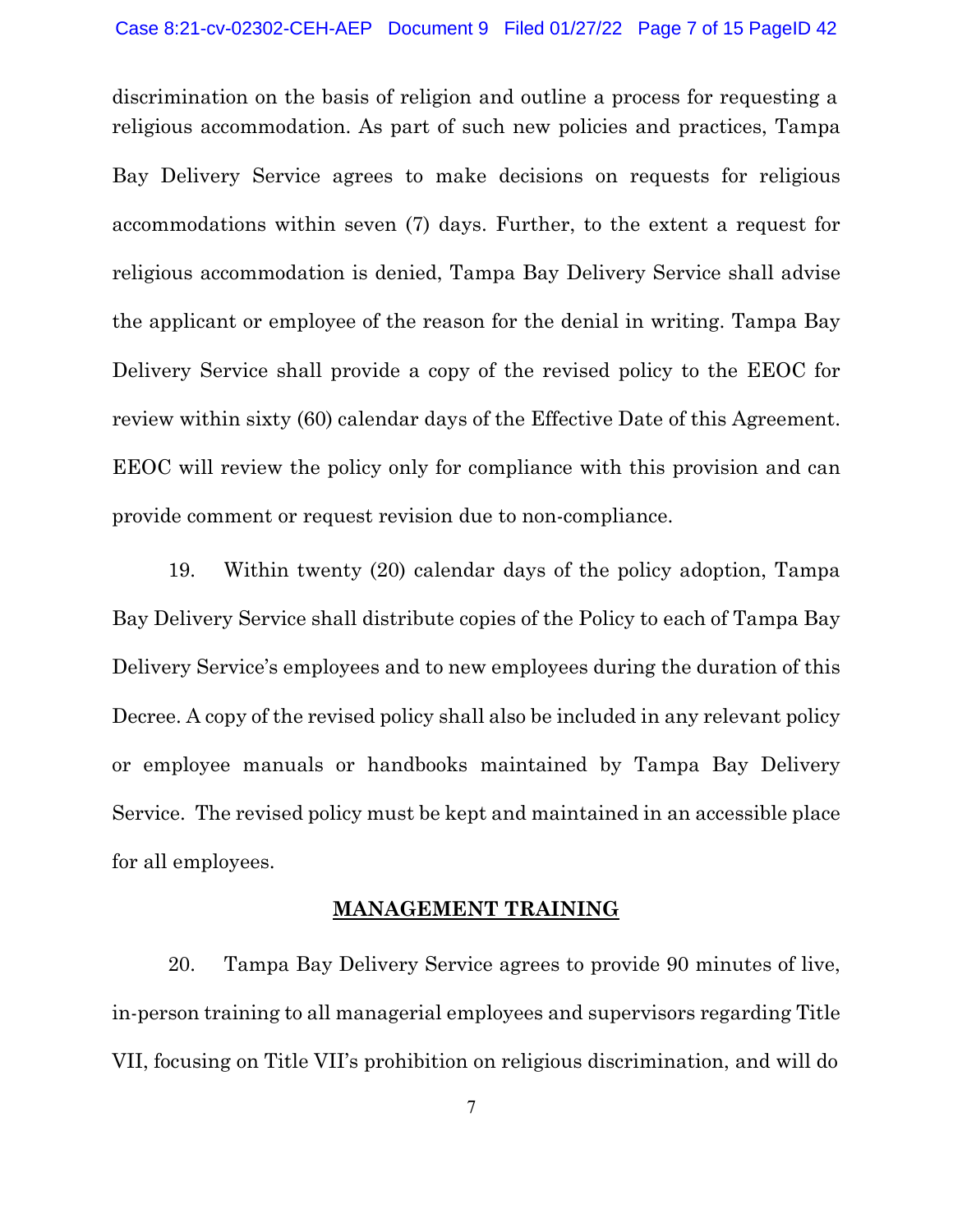discrimination on the basis of religion and outline a process for requesting a religious accommodation. As part of such new policies and practices, Tampa Bay Delivery Service agrees to make decisions on requests for religious accommodations within seven (7) days. Further, to the extent a request for religious accommodation is denied, Tampa Bay Delivery Service shall advise the applicant or employee of the reason for the denial in writing. Tampa Bay Delivery Service shall provide a copy of the revised policy to the EEOC for review within sixty (60) calendar days of the Effective Date of this Agreement. EEOC will review the policy only for compliance with this provision and can provide comment or request revision due to non-compliance.

19. Within twenty (20) calendar days of the policy adoption, Tampa Bay Delivery Service shall distribute copies of the Policy to each of Tampa Bay Delivery Service's employees and to new employees during the duration of this Decree. A copy of the revised policy shall also be included in any relevant policy or employee manuals or handbooks maintained by Tampa Bay Delivery Service. The revised policy must be kept and maintained in an accessible place for all employees.

## MANAGEMENT TRAINING

20. Tampa Bay Delivery Service agrees to provide 90 minutes of live, in-person training to all managerial employees and supervisors regarding Title VII, focusing on Title VII's prohibition on religious discrimination, and will do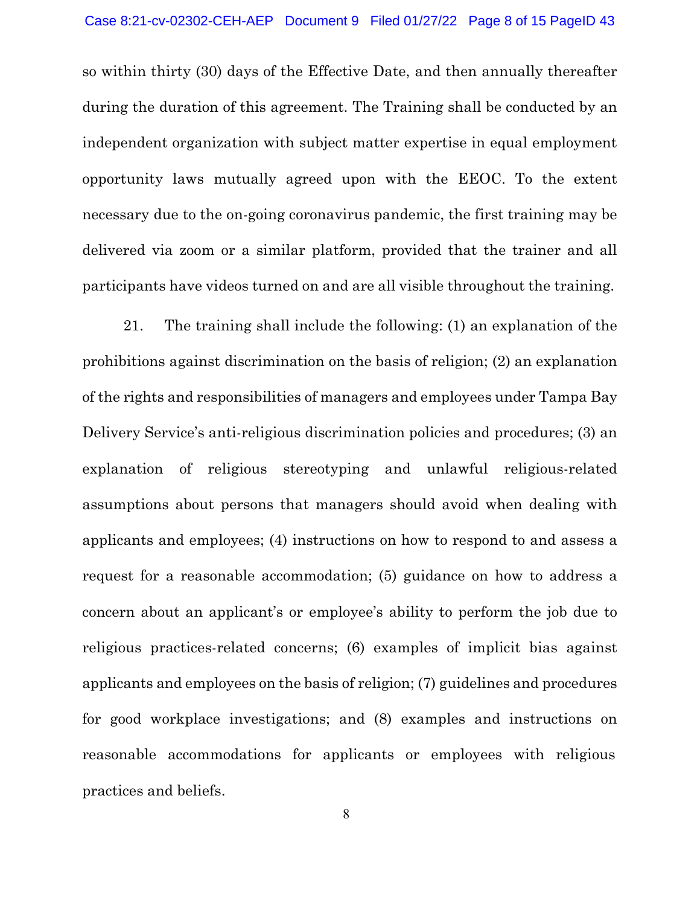so within thirty (30) days of the Effective Date, and then annually thereafter during the duration of this agreement. The Training shall be conducted by an independent organization with subject matter expertise in equal employment opportunity laws mutually agreed upon with the EEOC. To the extent necessary due to the on-going coronavirus pandemic, the first training may be delivered via zoom or a similar platform, provided that the trainer and all participants have videos turned on and are all visible throughout the training.

21. The training shall include the following: (1) an explanation of the prohibitions against discrimination on the basis of religion; (2) an explanation of the rights and responsibilities of managers and employees under Tampa Bay Delivery Service's anti-religious discrimination policies and procedures; (3) an explanation of religious stereotyping and unlawful religious-related assumptions about persons that managers should avoid when dealing with applicants and employees; (4) instructions on how to respond to and assess a request for a reasonable accommodation; (5) guidance on how to address a concern about an applicant's or employee's ability to perform the job due to religious practices-related concerns; (6) examples of implicit bias against applicants and employees on the basis of religion; (7) guidelines and procedures for good workplace investigations; and (8) examples and instructions on reasonable accommodations for applicants or employees with religious practices and beliefs.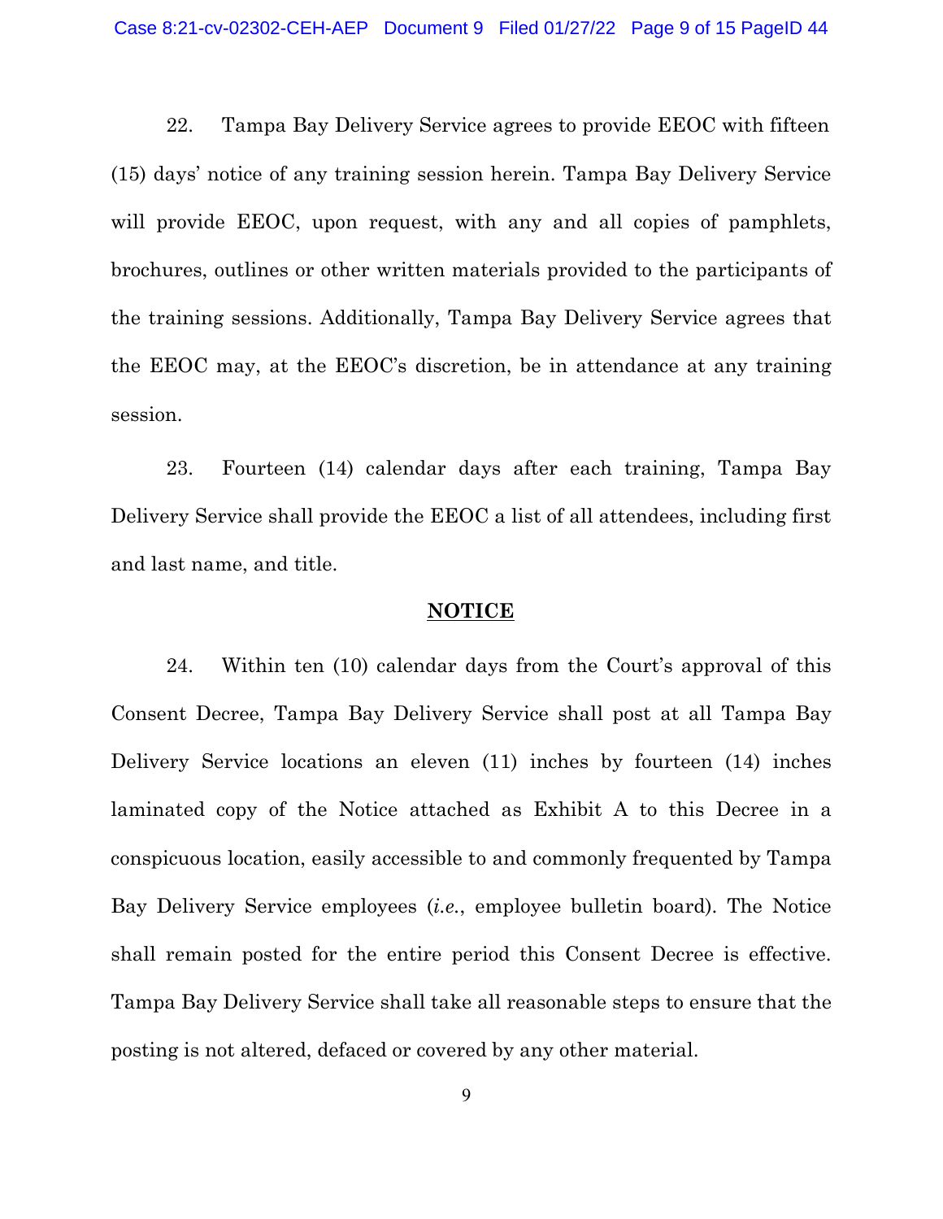22. Tampa Bay Delivery Service agrees to provide EEOC with fifteen (15) days' notice of any training session herein. Tampa Bay Delivery Service will provide EEOC, upon request, with any and all copies of pamphlets, brochures, outlines or other written materials provided to the participants of the training sessions. Additionally, Tampa Bay Delivery Service agrees that the EEOC may, at the EEOC's discretion, be in attendance at any training session.

23. Fourteen (14) calendar days after each training, Tampa Bay Delivery Service shall provide the EEOC a list of all attendees, including first and last name, and title.

## NOTICE

24. Within ten (10) calendar days from the Court's approval of this Consent Decree, Tampa Bay Delivery Service shall post at all Tampa Bay Delivery Service locations an eleven (11) inches by fourteen (14) inches laminated copy of the Notice attached as Exhibit A to this Decree in a conspicuous location, easily accessible to and commonly frequented by Tampa Bay Delivery Service employees (*i.e.*, employee bulletin board). The Notice shall remain posted for the entire period this Consent Decree is effective. Tampa Bay Delivery Service shall take all reasonable steps to ensure that the posting is not altered, defaced or covered by any other material.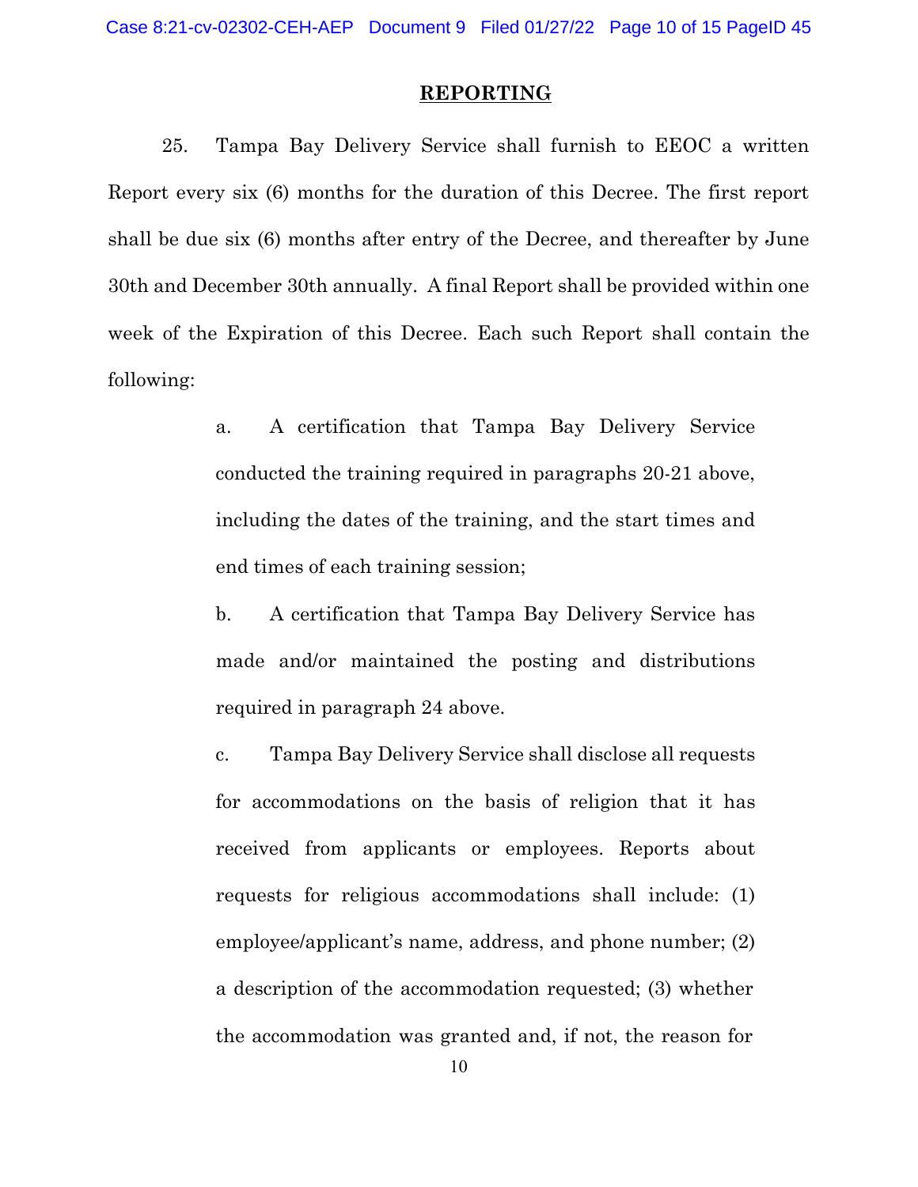## REPORTING

25. Tampa Bay Delivery Service shall furnish to EEOC a written Report every six (6) months for the duration of this Decree. The first report shall be due six (6) months after entry of the Decree, and thereafter by June 30th and December 30th annually. A final Report shall be provided within one week of the Expiration of this Decree. Each such Report shall contain the following:

a. A certification that Tampa Bay Delivery Service conducted the training required in paragraphs 20-21 above, including the dates of the training, and the start times and end times of each training session;

b. A certification that Tampa Bay Delivery Service has made and/or maintained the posting and distributions required in paragraph 24 above.

c. Tampa Bay Delivery Service shall disclose all requests for accommodations on the basis of religion that it has received from applicants or employees. Reports about requests for religious accommodations shall include: (1) employee/applicant's name, address, and phone number; (2) a description of the accommodation requested; (3) whether the accommodation was granted and, if not, the reason for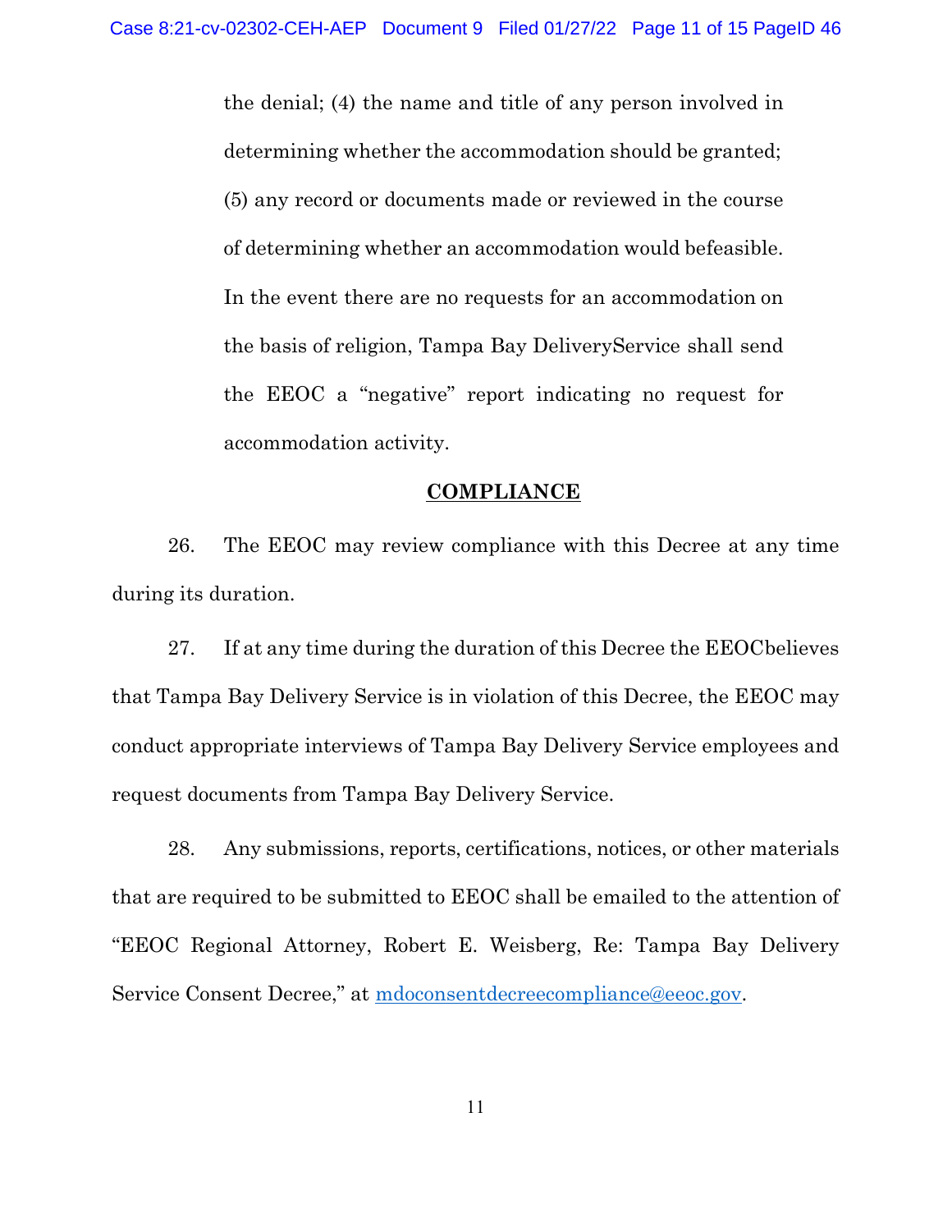the denial; (4) the name and title of any person involved in determining whether the accommodation should be granted; (5) any record or documents made or reviewed in the course of determining whether an accommodation would befeasible. In the event there are no requests for an accommodation on the basis of religion, Tampa Bay DeliveryService shall send the EEOC a "negative" report indicating no request for accommodation activity.

## COMPLIANCE

26. The EEOC may review compliance with this Decree at any time during its duration.

27. If at any time during the duration of this Decree the EEOCbelieves that Tampa Bay Delivery Service is in violation of this Decree, the EEOC may conduct appropriate interviews of Tampa Bay Delivery Service employees and request documents from Tampa Bay Delivery Service.

28. Any submissions, reports, certifications, notices, or other materials that are required to be submitted to EEOC shall be emailed to the attention of "EEOC Regional Attorney, Robert E. Weisberg, Re: Tampa Bay Delivery Service Consent Decree," at mdoconsentdecreecompliance@eeoc.gov.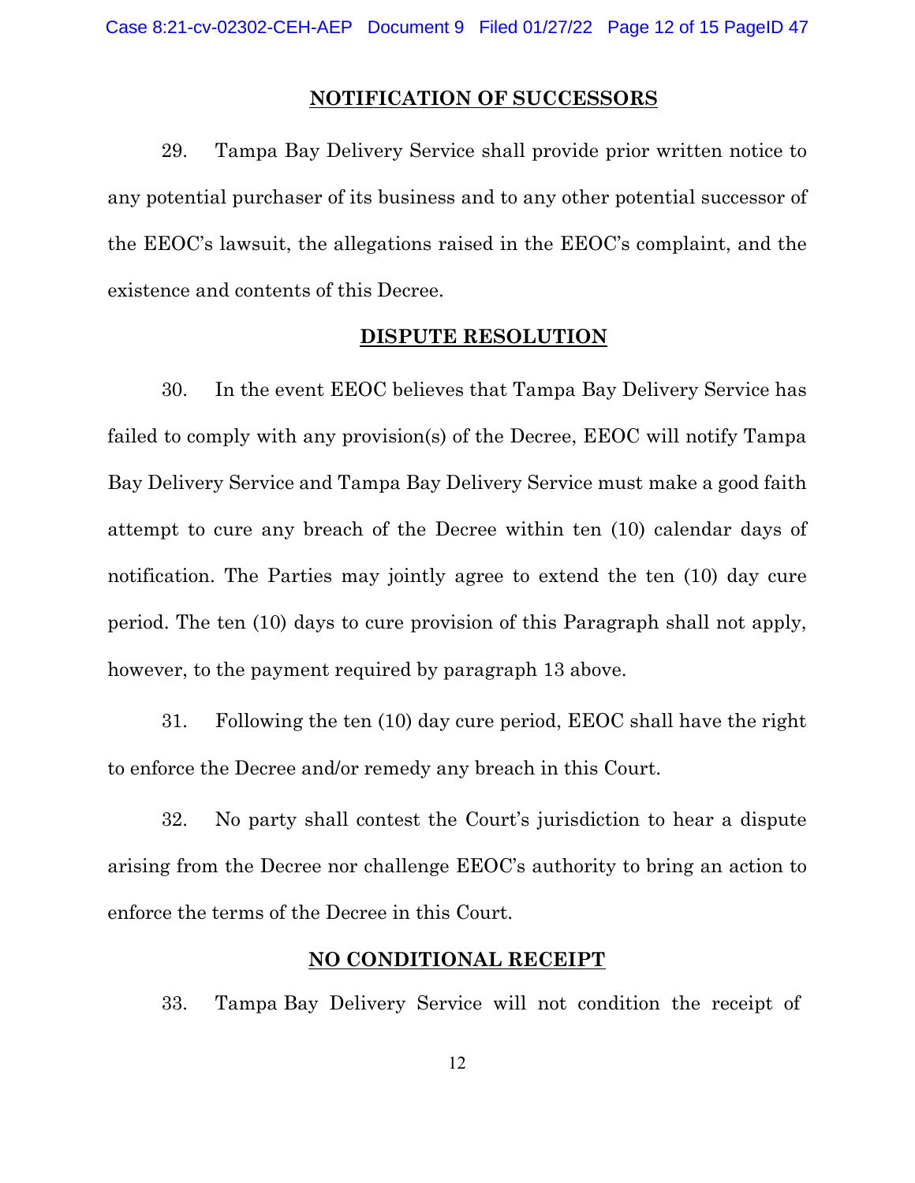## NOTIFICATION OF SUCCESSORS

29. Tampa Bay Delivery Service shall provide prior written notice to any potential purchaser of its business and to any other potential successor of the EEOC's lawsuit, the allegations raised in the EEOC's complaint, and the existence and contents of this Decree.

## DISPUTE RESOLUTION

30. In the event EEOC believes that Tampa Bay Delivery Service has failed to comply with any provision(s) of the Decree, EEOC will notify Tampa Bay Delivery Service and Tampa Bay Delivery Service must make a good faith attempt to cure any breach of the Decree within ten (10) calendar days of notification. The Parties may jointly agree to extend the ten (10) day cure period. The ten (10) days to cure provision of this Paragraph shall not apply, however, to the payment required by paragraph 13 above.

31. Following the ten (10) day cure period, EEOC shall have the right to enforce the Decree and/or remedy any breach in this Court.

32. No party shall contest the Court's jurisdiction to hear a dispute arising from the Decree nor challenge EEOC's authority to bring an action to enforce the terms of the Decree in this Court.

## NO CONDITIONAL RECEIPT

33. Tampa Bay Delivery Service will not condition the receipt of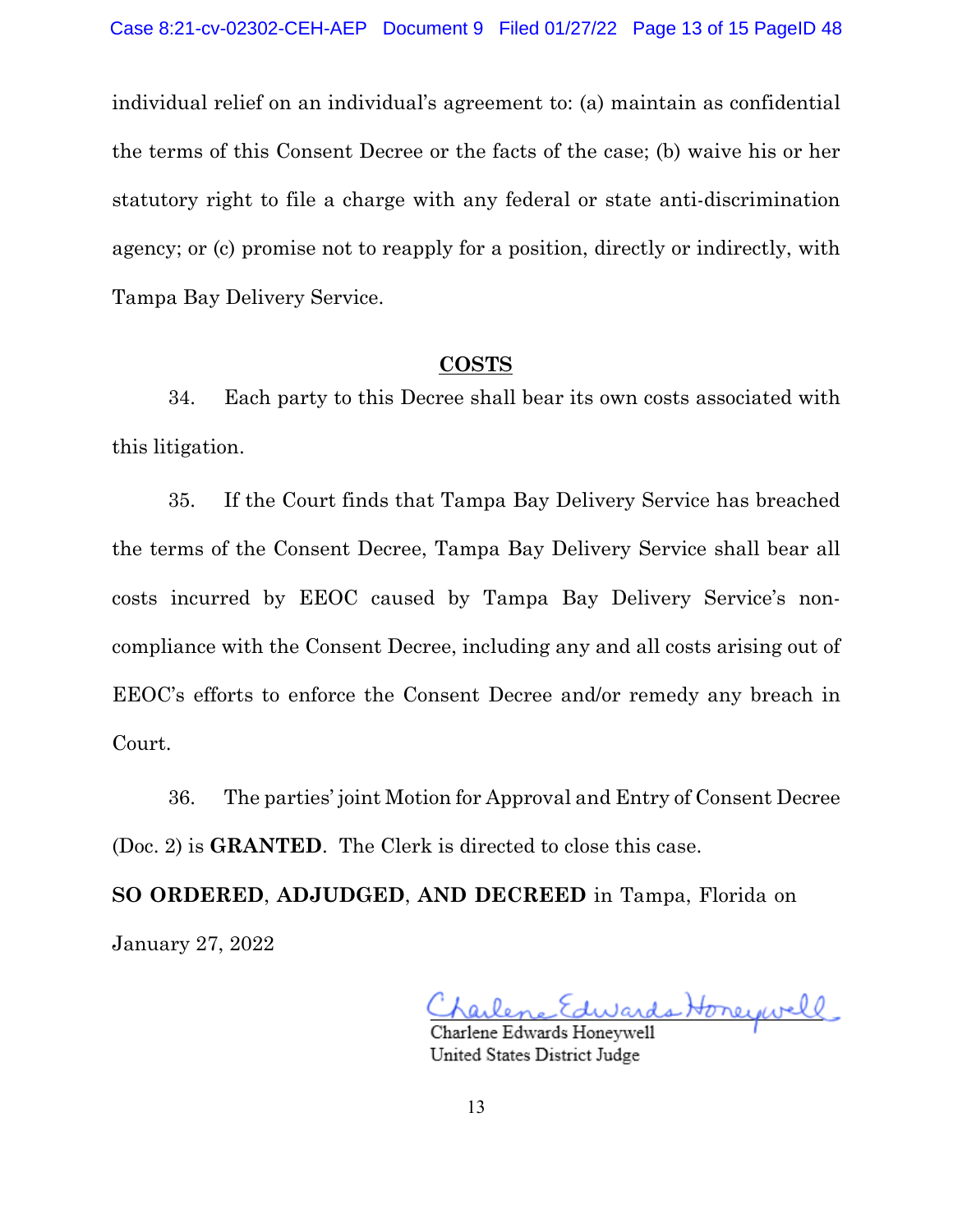individual relief on an individual's agreement to: (a) maintain as confidential the terms of this Consent Decree or the facts of the case; (b) waive his or her statutory right to file a charge with any federal or state anti-discrimination agency; or (c) promise not to reapply for a position, directly or indirectly, with Tampa Bay Delivery Service.

## COSTS

34. Each party to this Decree shall bear its own costs associated with this litigation.

35. If the Court finds that Tampa Bay Delivery Service has breached the terms of the Consent Decree, Tampa Bay Delivery Service shall bear all costs incurred by EEOC caused by Tampa Bay Delivery Service's non-compliance with the Consent Decree, including any and all costs arising out of EEOC's efforts to enforce the Consent Decree and/or remedy any breach in Court.

36. The parties' joint Motion for Approval and Entry of Consent Decree (Doc. 2) is **GRANTED**. The Clerk is directed to close this case.

**SO ORDERED**, **ADJUDGED**, **AND DECREED** in Tampa, Florida on January 27, 2022

Charlene Edwards Honeywell
Charlene Edwards Honeywell
United States District Judge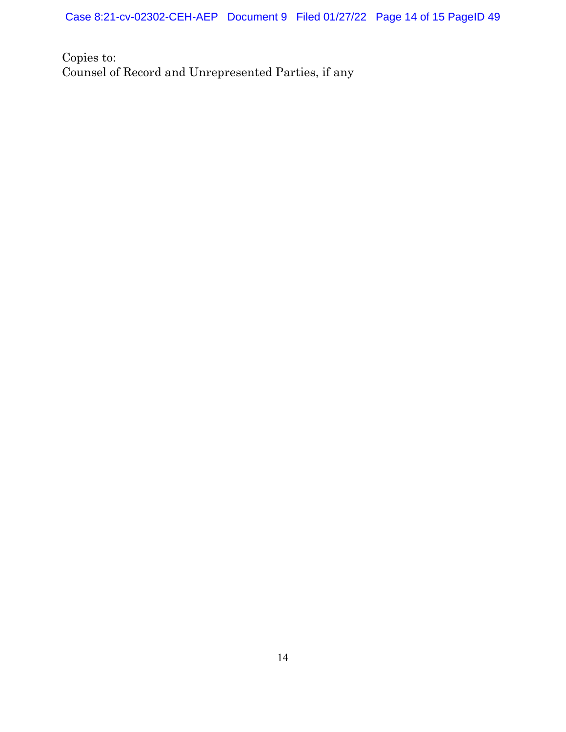Copies to:
Counsel of Record and Unrepresented Parties, if any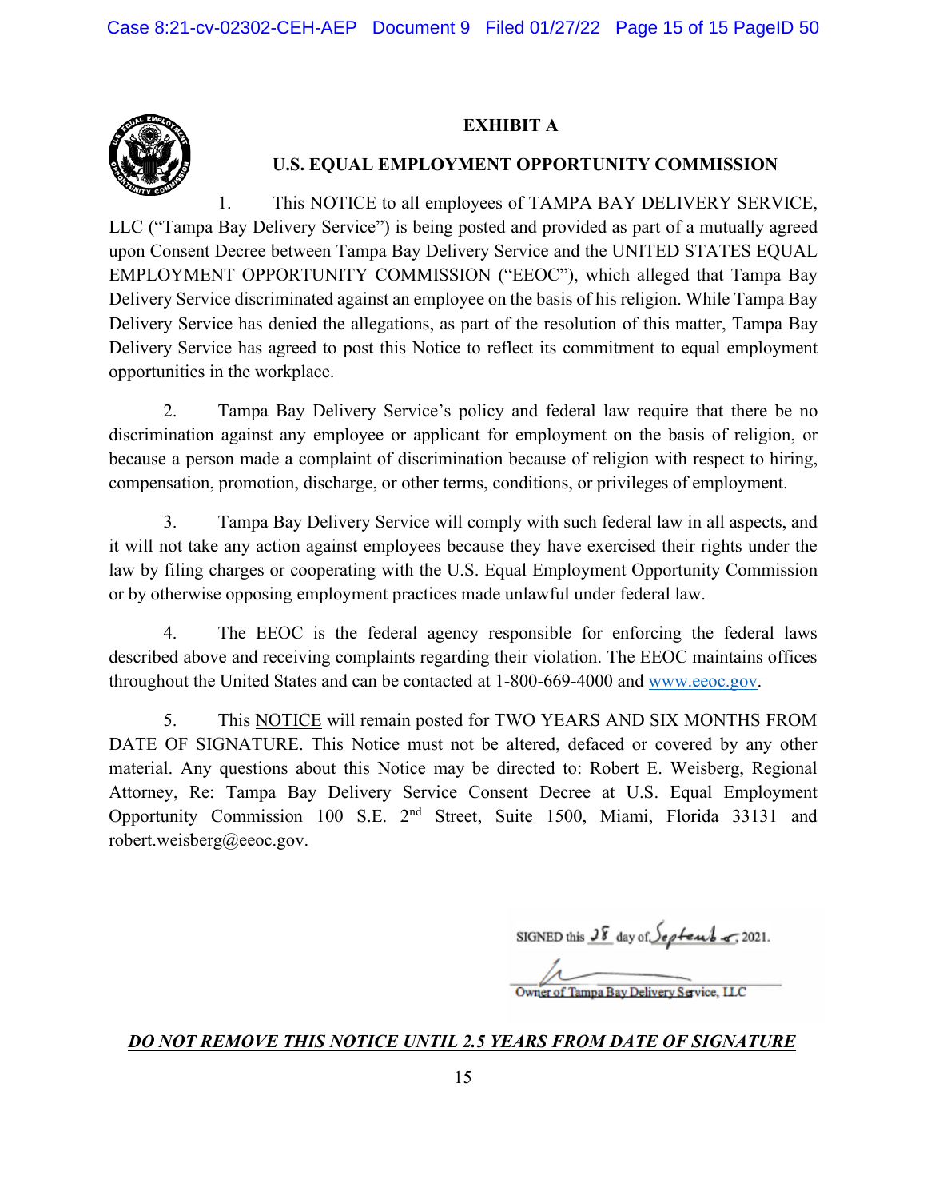# EXHIBIT A

## U.S. EQUAL EMPLOYMENT OPPORTUNITY COMMISSION

1. This NOTICE to all employees of TAMPA BAY DELIVERY SERVICE, LLC ("Tampa Bay Delivery Service") is being posted and provided as part of a mutually agreed upon Consent Decree between Tampa Bay Delivery Service and the UNITED STATES EQUAL EMPLOYMENT OPPORTUNITY COMMISSION ("EEOC"), which alleged that Tampa Bay Delivery Service discriminated against an employee on the basis of his religion. While Tampa Bay Delivery Service has denied the allegations, as part of the resolution of this matter, Tampa Bay Delivery Service has agreed to post this Notice to reflect its commitment to equal employment opportunities in the workplace.

2. Tampa Bay Delivery Service's policy and federal law require that there be no discrimination against any employee or applicant for employment on the basis of religion, or because a person made a complaint of discrimination because of religion with respect to hiring, compensation, promotion, discharge, or other terms, conditions, or privileges of employment.

3. Tampa Bay Delivery Service will comply with such federal law in all aspects, and it will not take any action against employees because they have exercised their rights under the law by filing charges or cooperating with the U.S. Equal Employment Opportunity Commission or by otherwise opposing employment practices made unlawful under federal law.

4. The EEOC is the federal agency responsible for enforcing the federal laws described above and receiving complaints regarding their violation. The EEOC maintains offices throughout the United States and can be contacted at 1-800-669-4000 and www.eeoc.gov.

5. This NOTICE will remain posted for TWO YEARS AND SIX MONTHS FROM DATE OF SIGNATURE. This Notice must not be altered, defaced or covered by any other material. Any questions about this Notice may be directed to: Robert E. Weisberg, Regional Attorney, Re: Tampa Bay Delivery Service Consent Decree at U.S. Equal Employment Opportunity Commission 100 S.E. 2nd Street, Suite 1500, Miami, Florida 33131 and robert.weisberg@eeoc.gov.

SIGNED this 28 day of September, 2021.

Owner of Tampa Bay Delivery Service, LLC

***DO NOT REMOVE THIS NOTICE UNTIL 2.5 YEARS FROM DATE OF SIGNATURE***